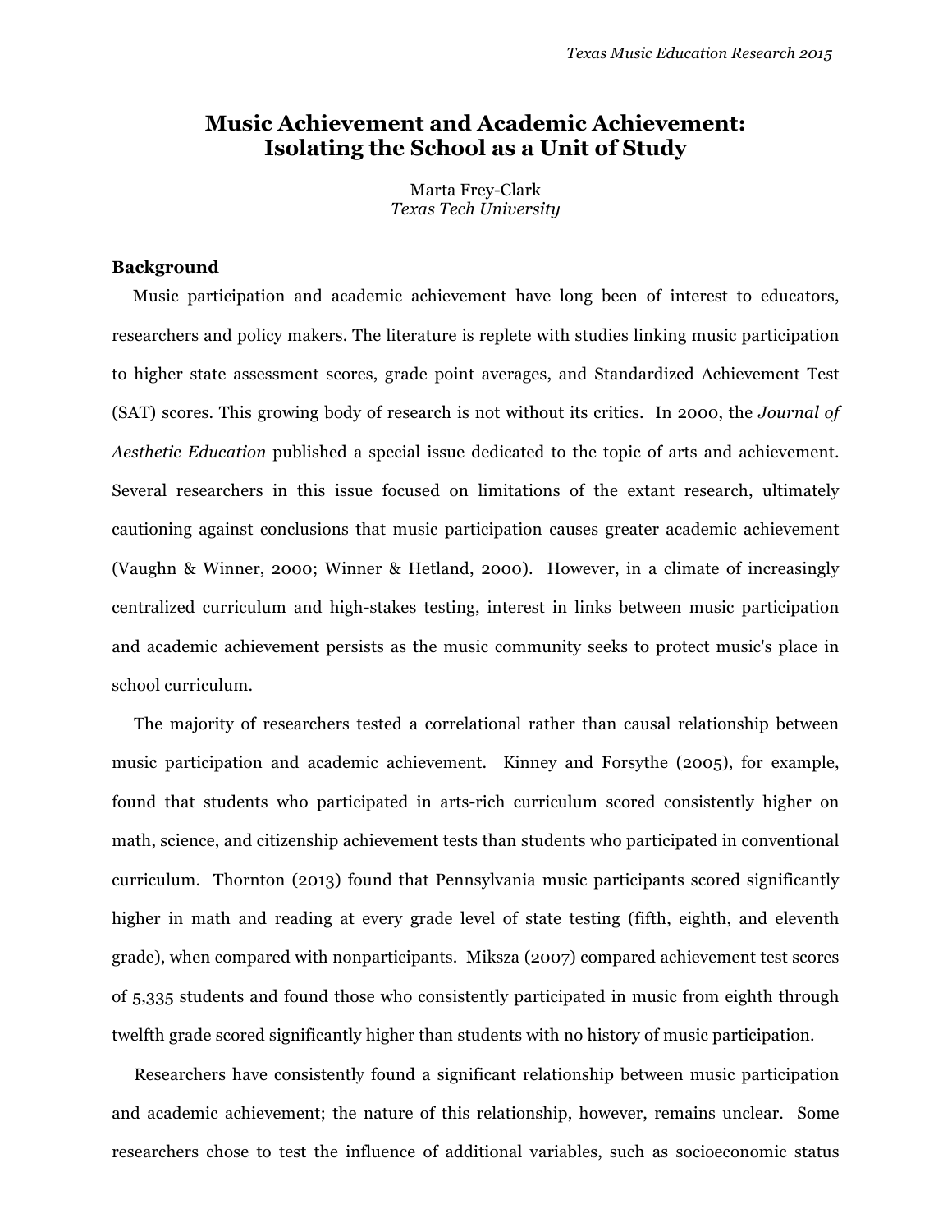# Music Achievement and Academic Achievement: Isolating the School as a Unit of Study

Marta Frey-Clark
*Texas Tech University*

## Background

Music participation and academic achievement have long been of interest to educators, researchers and policy makers. The literature is replete with studies linking music participation to higher state assessment scores, grade point averages, and Standardized Achievement Test (SAT) scores. This growing body of research is not without its critics. In 2000, the *Journal of Aesthetic Education* published a special issue dedicated to the topic of arts and achievement. Several researchers in this issue focused on limitations of the extant research, ultimately cautioning against conclusions that music participation causes greater academic achievement (Vaughn & Winner, 2000; Winner & Hetland, 2000). However, in a climate of increasingly centralized curriculum and high-stakes testing, interest in links between music participation and academic achievement persists as the music community seeks to protect music's place in school curriculum.

The majority of researchers tested a correlational rather than causal relationship between music participation and academic achievement. Kinney and Forsythe (2005), for example, found that students who participated in arts-rich curriculum scored consistently higher on math, science, and citizenship achievement tests than students who participated in conventional curriculum. Thornton (2013) found that Pennsylvania music participants scored significantly higher in math and reading at every grade level of state testing (fifth, eighth, and eleventh grade), when compared with nonparticipants. Miksza (2007) compared achievement test scores of 5,335 students and found those who consistently participated in music from eighth through twelfth grade scored significantly higher than students with no history of music participation.

Researchers have consistently found a significant relationship between music participation and academic achievement; the nature of this relationship, however, remains unclear. Some researchers chose to test the influence of additional variables, such as socioeconomic status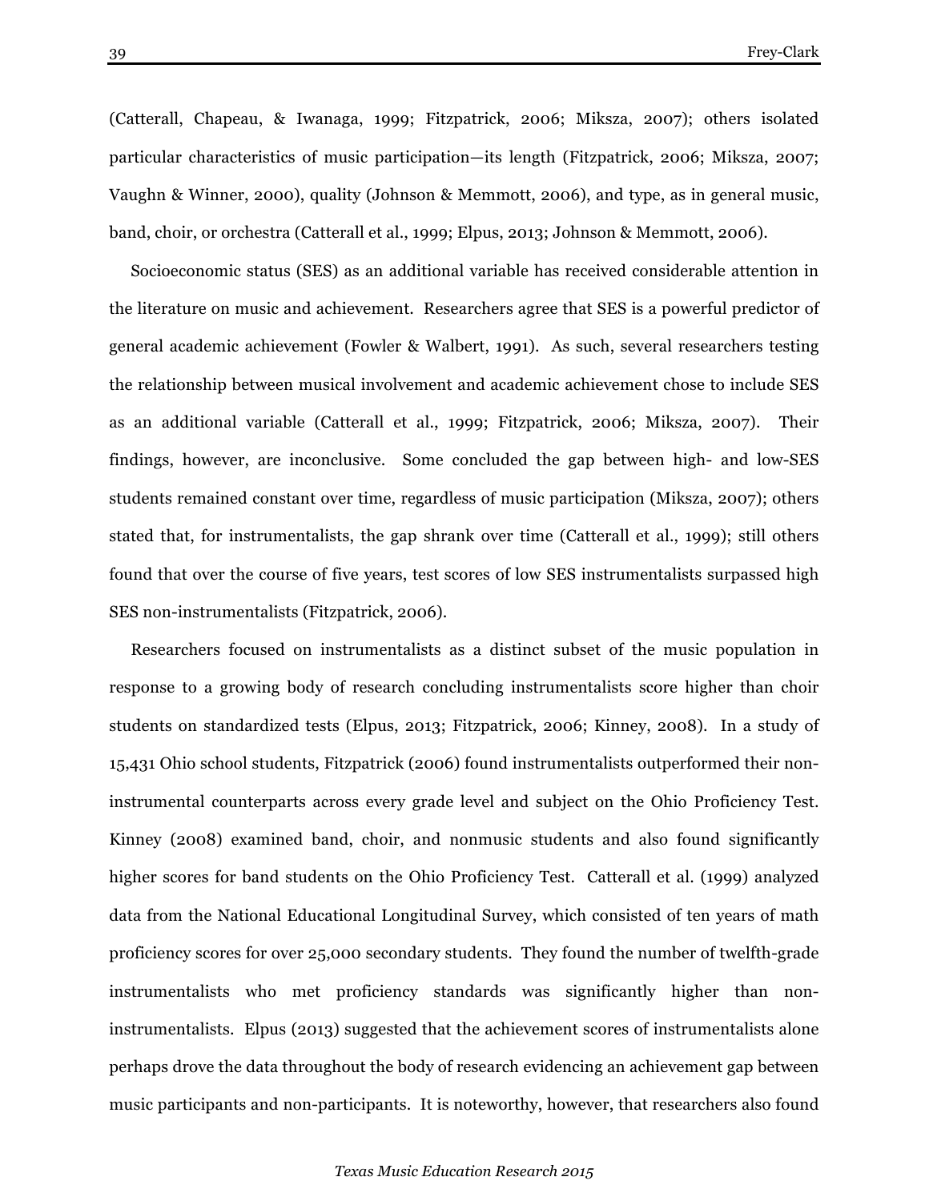(Catterall, Chapeau, & Iwanaga, 1999; Fitzpatrick, 2006; Miksza, 2007); others isolated particular characteristics of music participation—its length (Fitzpatrick, 2006; Miksza, 2007; Vaughn & Winner, 2000), quality (Johnson & Memmott, 2006), and type, as in general music, band, choir, or orchestra (Catterall et al., 1999; Elpus, 2013; Johnson & Memmott, 2006).

Socioeconomic status (SES) as an additional variable has received considerable attention in the literature on music and achievement. Researchers agree that SES is a powerful predictor of general academic achievement (Fowler & Walbert, 1991). As such, several researchers testing the relationship between musical involvement and academic achievement chose to include SES as an additional variable (Catterall et al., 1999; Fitzpatrick, 2006; Miksza, 2007). Their findings, however, are inconclusive. Some concluded the gap between high- and low-SES students remained constant over time, regardless of music participation (Miksza, 2007); others stated that, for instrumentalists, the gap shrank over time (Catterall et al., 1999); still others found that over the course of five years, test scores of low SES instrumentalists surpassed high SES non-instrumentalists (Fitzpatrick, 2006).

Researchers focused on instrumentalists as a distinct subset of the music population in response to a growing body of research concluding instrumentalists score higher than choir students on standardized tests (Elpus, 2013; Fitzpatrick, 2006; Kinney, 2008). In a study of 15,431 Ohio school students, Fitzpatrick (2006) found instrumentalists outperformed their non-instrumental counterparts across every grade level and subject on the Ohio Proficiency Test. Kinney (2008) examined band, choir, and nonmusic students and also found significantly higher scores for band students on the Ohio Proficiency Test. Catterall et al. (1999) analyzed data from the National Educational Longitudinal Survey, which consisted of ten years of math proficiency scores for over 25,000 secondary students. They found the number of twelfth-grade instrumentalists who met proficiency standards was significantly higher than non-instrumentalists. Elpus (2013) suggested that the achievement scores of instrumentalists alone perhaps drove the data throughout the body of research evidencing an achievement gap between music participants and non-participants. It is noteworthy, however, that researchers also found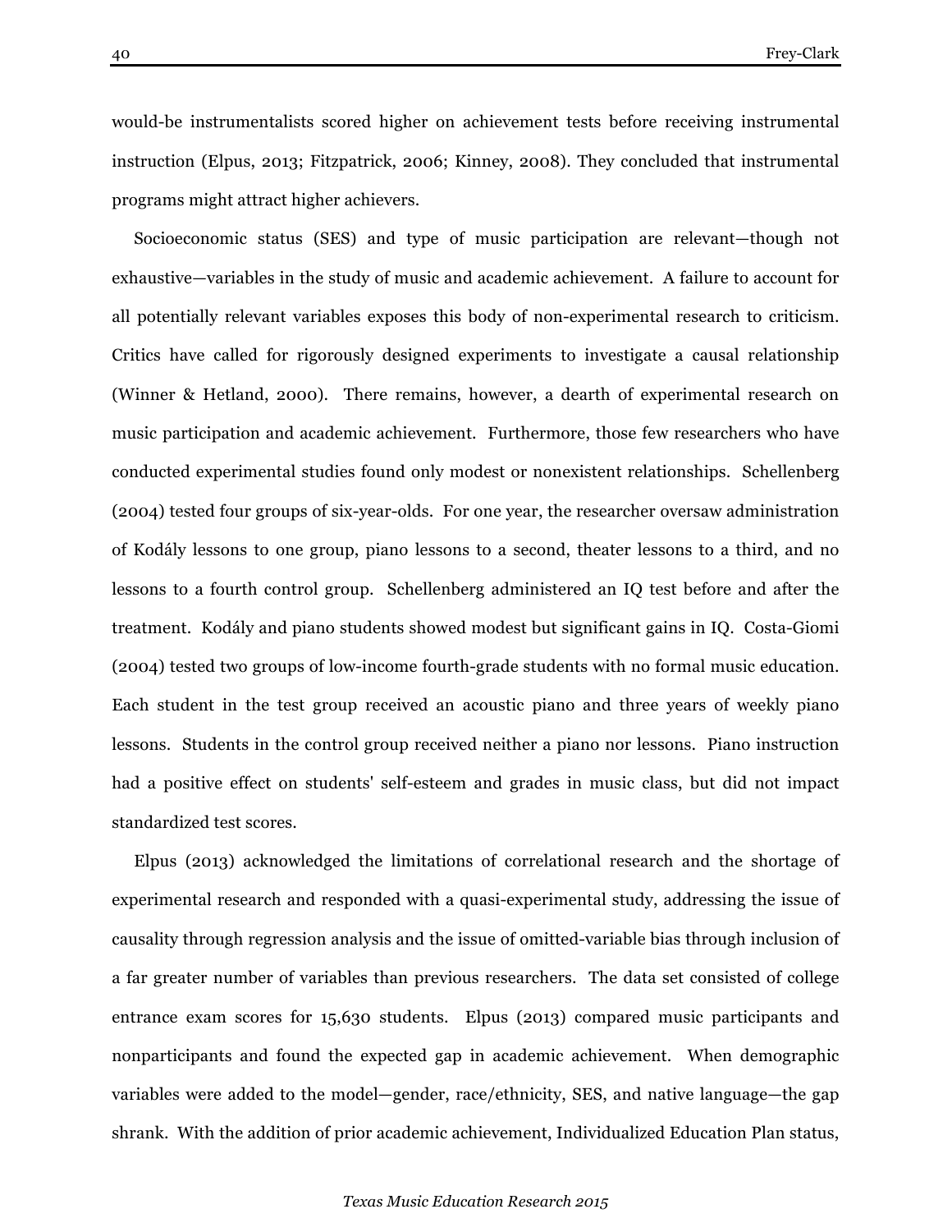would-be instrumentalists scored higher on achievement tests before receiving instrumental instruction (Elpus, 2013; Fitzpatrick, 2006; Kinney, 2008). They concluded that instrumental programs might attract higher achievers.

Socioeconomic status (SES) and type of music participation are relevant—though not exhaustive—variables in the study of music and academic achievement. A failure to account for all potentially relevant variables exposes this body of non-experimental research to criticism. Critics have called for rigorously designed experiments to investigate a causal relationship (Winner & Hetland, 2000). There remains, however, a dearth of experimental research on music participation and academic achievement. Furthermore, those few researchers who have conducted experimental studies found only modest or nonexistent relationships. Schellenberg (2004) tested four groups of six-year-olds. For one year, the researcher oversaw administration of Kodály lessons to one group, piano lessons to a second, theater lessons to a third, and no lessons to a fourth control group. Schellenberg administered an IQ test before and after the treatment. Kodály and piano students showed modest but significant gains in IQ. Costa-Giomi (2004) tested two groups of low-income fourth-grade students with no formal music education. Each student in the test group received an acoustic piano and three years of weekly piano lessons. Students in the control group received neither a piano nor lessons. Piano instruction had a positive effect on students' self-esteem and grades in music class, but did not impact standardized test scores.

Elpus (2013) acknowledged the limitations of correlational research and the shortage of experimental research and responded with a quasi-experimental study, addressing the issue of causality through regression analysis and the issue of omitted-variable bias through inclusion of a far greater number of variables than previous researchers. The data set consisted of college entrance exam scores for 15,630 students. Elpus (2013) compared music participants and nonparticipants and found the expected gap in academic achievement. When demographic variables were added to the model—gender, race/ethnicity, SES, and native language—the gap shrank. With the addition of prior academic achievement, Individualized Education Plan status,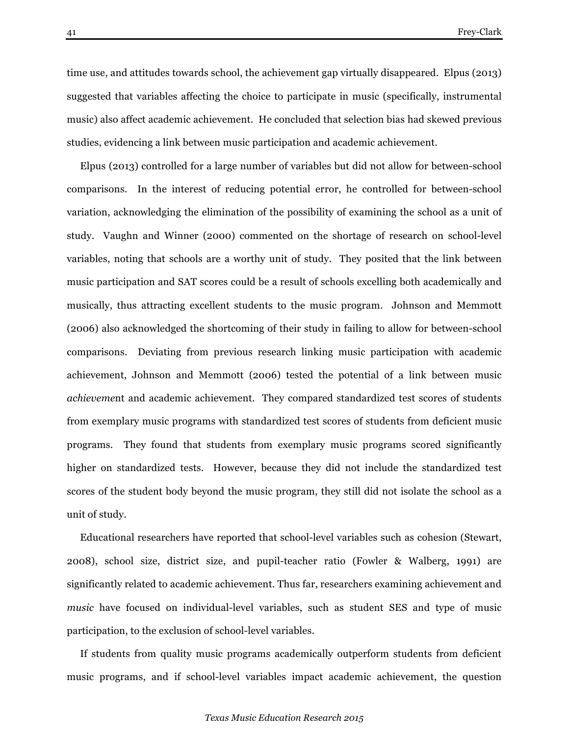time use, and attitudes towards school, the achievement gap virtually disappeared. Elpus (2013) suggested that variables affecting the choice to participate in music (specifically, instrumental music) also affect academic achievement. He concluded that selection bias had skewed previous studies, evidencing a link between music participation and academic achievement.

Elpus (2013) controlled for a large number of variables but did not allow for between-school comparisons. In the interest of reducing potential error, he controlled for between-school variation, acknowledging the elimination of the possibility of examining the school as a unit of study. Vaughn and Winner (2000) commented on the shortage of research on school-level variables, noting that schools are a worthy unit of study. They posited that the link between music participation and SAT scores could be a result of schools excelling both academically and musically, thus attracting excellent students to the music program. Johnson and Memmott (2006) also acknowledged the shortcoming of their study in failing to allow for between-school comparisons. Deviating from previous research linking music participation with academic achievement, Johnson and Memmott (2006) tested the potential of a link between music *achievement* and academic achievement. They compared standardized test scores of students from exemplary music programs with standardized test scores of students from deficient music programs. They found that students from exemplary music programs scored significantly higher on standardized tests. However, because they did not include the standardized test scores of the student body beyond the music program, they still did not isolate the school as a unit of study.

Educational researchers have reported that school-level variables such as cohesion (Stewart, 2008), school size, district size, and pupil-teacher ratio (Fowler & Walberg, 1991) are significantly related to academic achievement. Thus far, researchers examining achievement and *music* have focused on individual-level variables, such as student SES and type of music participation, to the exclusion of school-level variables.

If students from quality music programs academically outperform students from deficient music programs, and if school-level variables impact academic achievement, the question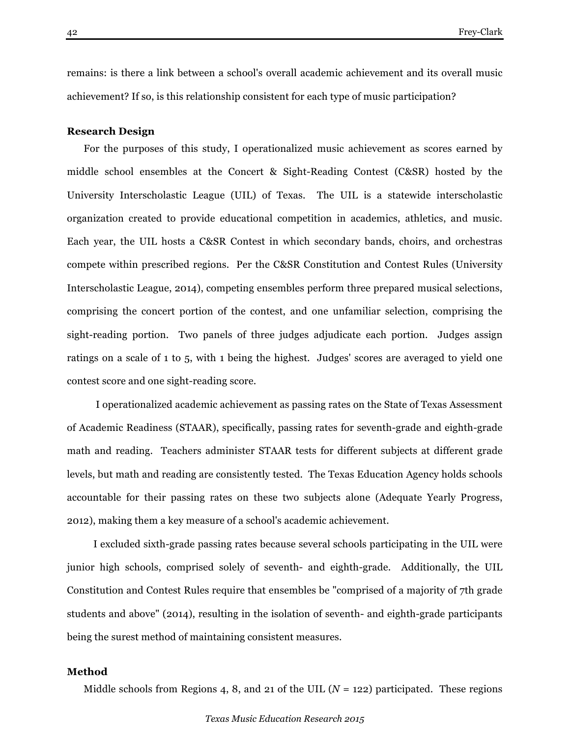remains: is there a link between a school's overall academic achievement and its overall music achievement? If so, is this relationship consistent for each type of music participation?

**Research Design**

For the purposes of this study, I operationalized music achievement as scores earned by middle school ensembles at the Concert & Sight-Reading Contest (C&SR) hosted by the University Interscholastic League (UIL) of Texas. The UIL is a statewide interscholastic organization created to provide educational competition in academics, athletics, and music. Each year, the UIL hosts a C&SR Contest in which secondary bands, choirs, and orchestras compete within prescribed regions. Per the C&SR Constitution and Contest Rules (University Interscholastic League, 2014), competing ensembles perform three prepared musical selections, comprising the concert portion of the contest, and one unfamiliar selection, comprising the sight-reading portion. Two panels of three judges adjudicate each portion. Judges assign ratings on a scale of 1 to 5, with 1 being the highest. Judges' scores are averaged to yield one contest score and one sight-reading score.

I operationalized academic achievement as passing rates on the State of Texas Assessment of Academic Readiness (STAAR), specifically, passing rates for seventh-grade and eighth-grade math and reading. Teachers administer STAAR tests for different subjects at different grade levels, but math and reading are consistently tested. The Texas Education Agency holds schools accountable for their passing rates on these two subjects alone (Adequate Yearly Progress, 2012), making them a key measure of a school's academic achievement.

I excluded sixth-grade passing rates because several schools participating in the UIL were junior high schools, comprised solely of seventh- and eighth-grade. Additionally, the UIL Constitution and Contest Rules require that ensembles be "comprised of a majority of 7th grade students and above" (2014), resulting in the isolation of seventh- and eighth-grade participants being the surest method of maintaining consistent measures.

**Method**

Middle schools from Regions 4, 8, and 21 of the UIL ($N$ = 122) participated. These regions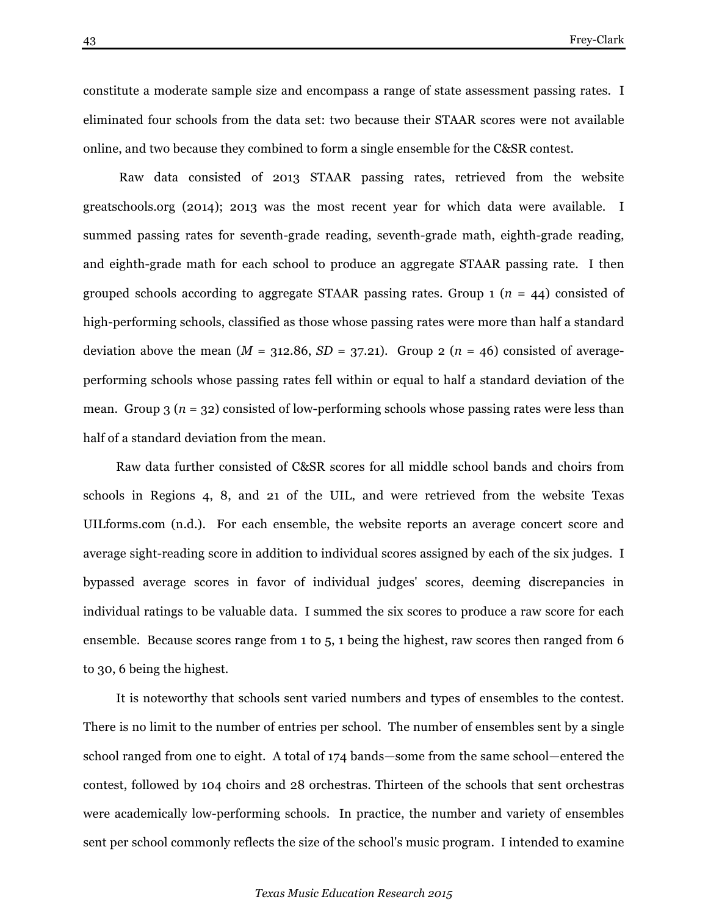constitute a moderate sample size and encompass a range of state assessment passing rates. I eliminated four schools from the data set: two because their STAAR scores were not available online, and two because they combined to form a single ensemble for the C&SR contest.

Raw data consisted of 2013 STAAR passing rates, retrieved from the website greatschools.org (2014); 2013 was the most recent year for which data were available. I summed passing rates for seventh-grade reading, seventh-grade math, eighth-grade reading, and eighth-grade math for each school to produce an aggregate STAAR passing rate. I then grouped schools according to aggregate STAAR passing rates. Group 1 ($n$ = 44) consisted of high-performing schools, classified as those whose passing rates were more than half a standard deviation above the mean ($M$ = 312.86, $SD$ = 37.21). Group 2 ($n$ = 46) consisted of average-performing schools whose passing rates fell within or equal to half a standard deviation of the mean. Group 3 ($n$ = 32) consisted of low-performing schools whose passing rates were less than half of a standard deviation from the mean.

Raw data further consisted of C&SR scores for all middle school bands and choirs from schools in Regions 4, 8, and 21 of the UIL, and were retrieved from the website Texas UILforms.com (n.d.). For each ensemble, the website reports an average concert score and average sight-reading score in addition to individual scores assigned by each of the six judges. I bypassed average scores in favor of individual judges' scores, deeming discrepancies in individual ratings to be valuable data. I summed the six scores to produce a raw score for each ensemble. Because scores range from 1 to 5, 1 being the highest, raw scores then ranged from 6 to 30, 6 being the highest.

It is noteworthy that schools sent varied numbers and types of ensembles to the contest. There is no limit to the number of entries per school. The number of ensembles sent by a single school ranged from one to eight. A total of 174 bands—some from the same school—entered the contest, followed by 104 choirs and 28 orchestras. Thirteen of the schools that sent orchestras were academically low-performing schools. In practice, the number and variety of ensembles sent per school commonly reflects the size of the school's music program. I intended to examine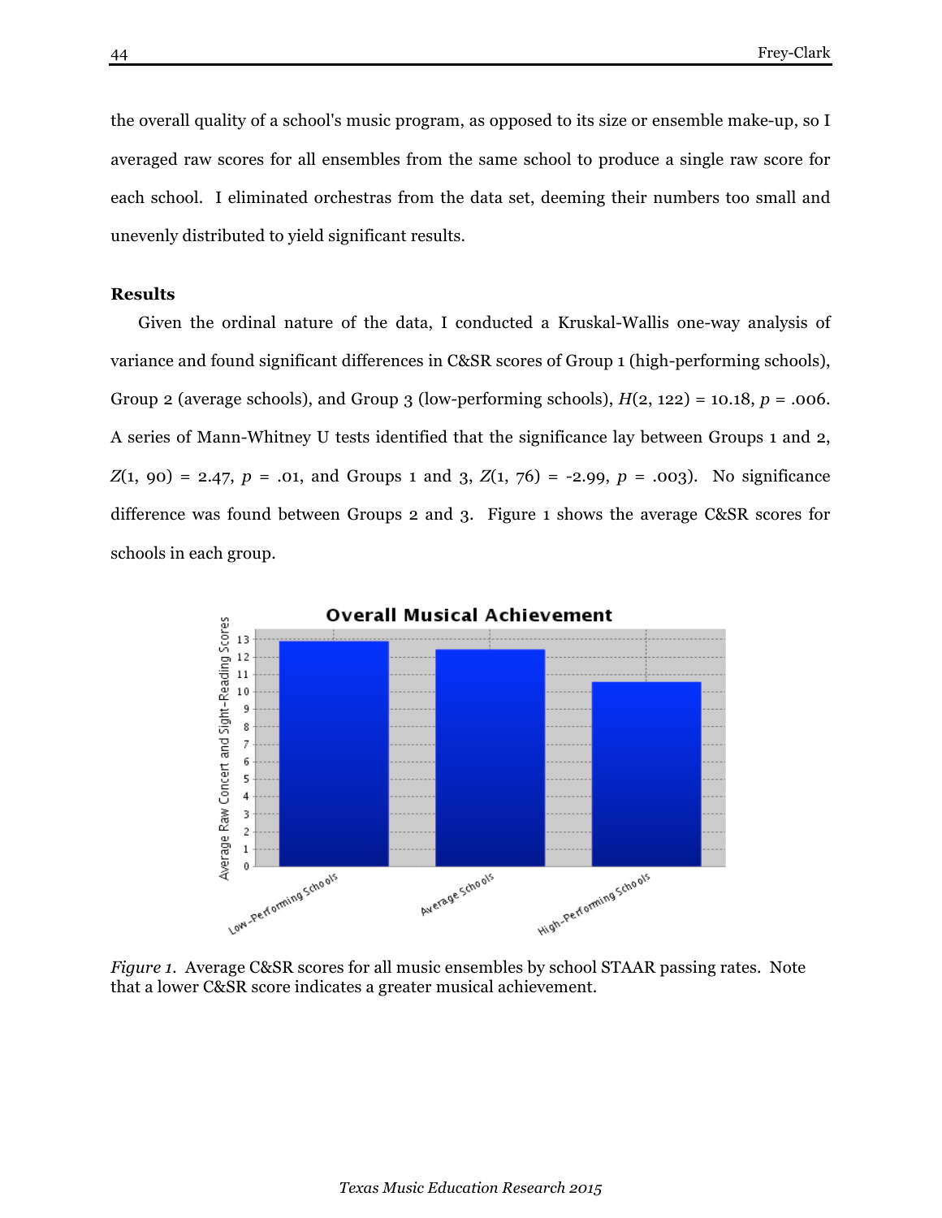the overall quality of a school's music program, as opposed to its size or ensemble make-up, so I averaged raw scores for all ensembles from the same school to produce a single raw score for each school. I eliminated orchestras from the data set, deeming their numbers too small and unevenly distributed to yield significant results.

## Results

Given the ordinal nature of the data, I conducted a Kruskal-Wallis one-way analysis of variance and found significant differences in C&SR scores of Group 1 (high-performing schools), Group 2 (average schools), and Group 3 (low-performing schools), $H(2, 122) = 10.18$, $p = .006$. A series of Mann-Whitney U tests identified that the significance lay between Groups 1 and 2, $Z(1, 90) = 2.47$, $p = .01$, and Groups 1 and 3, $Z(1, 76) = -2.99$, $p = .003$). No significance difference was found between Groups 2 and 3. Figure 1 shows the average C&SR scores for schools in each group.

*Figure 1.* Average C&SR scores for all music ensembles by school STAAR passing rates. Note that a lower C&SR score indicates a greater musical achievement.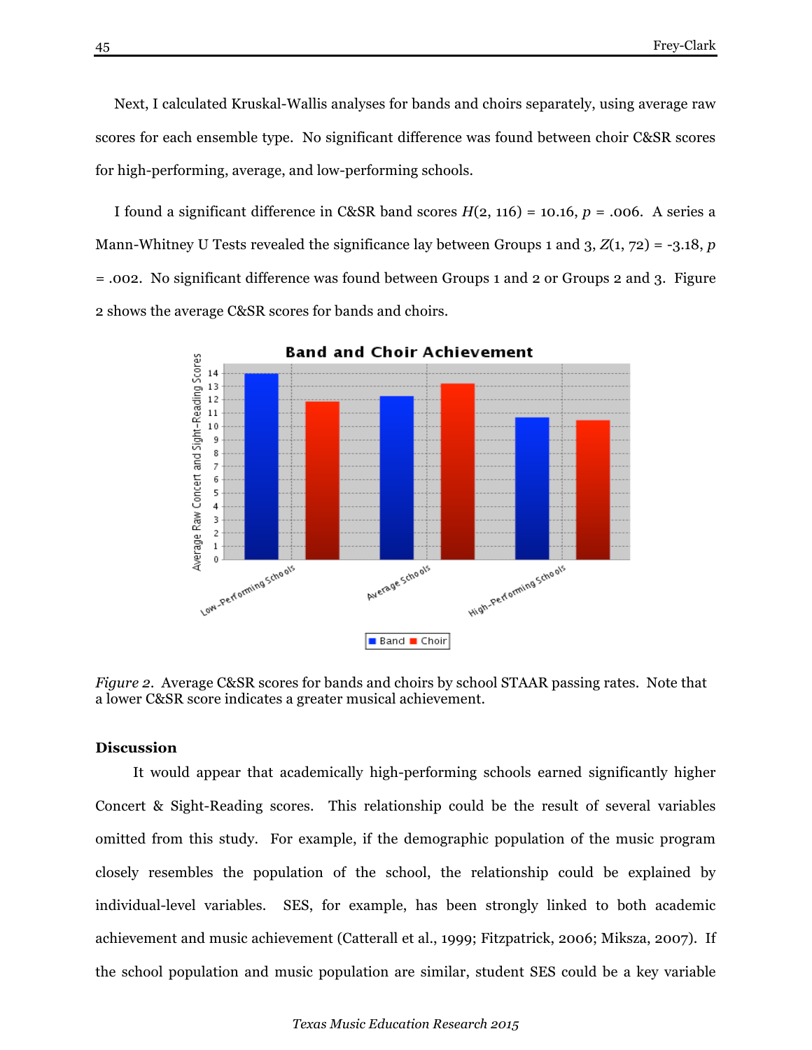Next, I calculated Kruskal-Wallis analyses for bands and choirs separately, using average raw scores for each ensemble type. No significant difference was found between choir C&SR scores for high-performing, average, and low-performing schools.

I found a significant difference in C&SR band scores $H(2, 116) = 10.16$, $p = .006$. A series a Mann-Whitney U Tests revealed the significance lay between Groups 1 and 3, $Z(1, 72) = -3.18$, $p = .002$. No significant difference was found between Groups 1 and 2 or Groups 2 and 3. Figure 2 shows the average C&SR scores for bands and choirs.

*Figure 2*. Average C&SR scores for bands and choirs by school STAAR passing rates. Note that a lower C&SR score indicates a greater musical achievement.

## Discussion

It would appear that academically high-performing schools earned significantly higher Concert & Sight-Reading scores. This relationship could be the result of several variables omitted from this study. For example, if the demographic population of the music program closely resembles the population of the school, the relationship could be explained by individual-level variables. SES, for example, has been strongly linked to both academic achievement and music achievement (Catterall et al., 1999; Fitzpatrick, 2006; Miksza, 2007). If the school population and music population are similar, student SES could be a key variable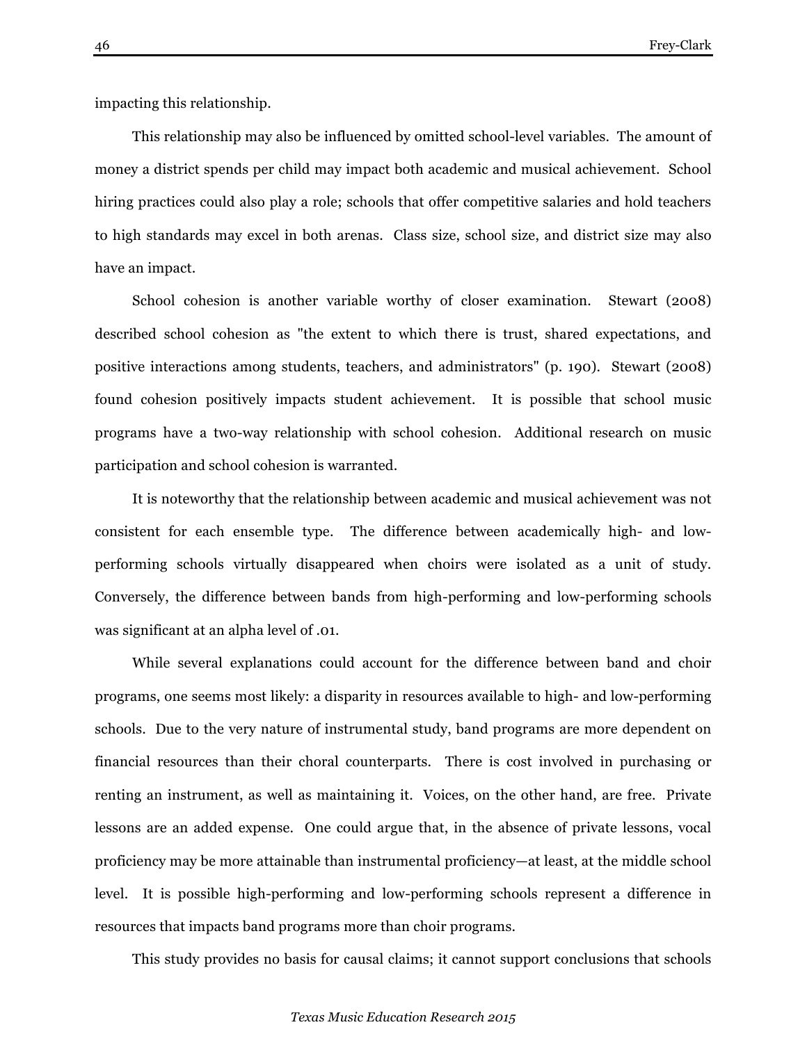impacting this relationship.

This relationship may also be influenced by omitted school-level variables. The amount of money a district spends per child may impact both academic and musical achievement. School hiring practices could also play a role; schools that offer competitive salaries and hold teachers to high standards may excel in both arenas. Class size, school size, and district size may also have an impact.

School cohesion is another variable worthy of closer examination. Stewart (2008) described school cohesion as "the extent to which there is trust, shared expectations, and positive interactions among students, teachers, and administrators" (p. 190). Stewart (2008) found cohesion positively impacts student achievement. It is possible that school music programs have a two-way relationship with school cohesion. Additional research on music participation and school cohesion is warranted.

It is noteworthy that the relationship between academic and musical achievement was not consistent for each ensemble type. The difference between academically high- and low-performing schools virtually disappeared when choirs were isolated as a unit of study. Conversely, the difference between bands from high-performing and low-performing schools was significant at an alpha level of .01.

While several explanations could account for the difference between band and choir programs, one seems most likely: a disparity in resources available to high- and low-performing schools. Due to the very nature of instrumental study, band programs are more dependent on financial resources than their choral counterparts. There is cost involved in purchasing or renting an instrument, as well as maintaining it. Voices, on the other hand, are free. Private lessons are an added expense. One could argue that, in the absence of private lessons, vocal proficiency may be more attainable than instrumental proficiency—at least, at the middle school level. It is possible high-performing and low-performing schools represent a difference in resources that impacts band programs more than choir programs.

This study provides no basis for causal claims; it cannot support conclusions that schools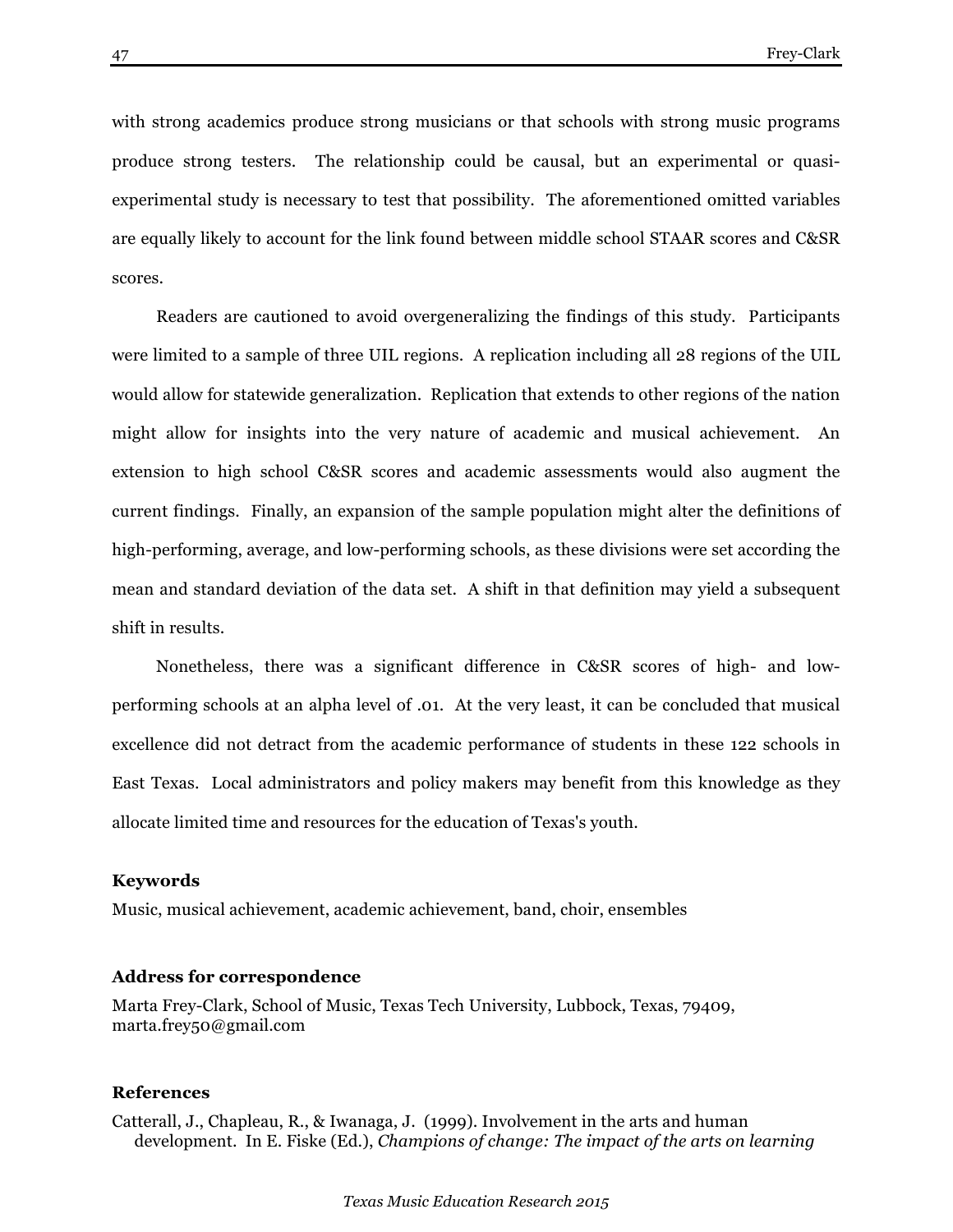with strong academics produce strong musicians or that schools with strong music programs produce strong testers. The relationship could be causal, but an experimental or quasi-experimental study is necessary to test that possibility. The aforementioned omitted variables are equally likely to account for the link found between middle school STAAR scores and C&SR scores.

Readers are cautioned to avoid overgeneralizing the findings of this study. Participants were limited to a sample of three UIL regions. A replication including all 28 regions of the UIL would allow for statewide generalization. Replication that extends to other regions of the nation might allow for insights into the very nature of academic and musical achievement. An extension to high school C&SR scores and academic assessments would also augment the current findings. Finally, an expansion of the sample population might alter the definitions of high-performing, average, and low-performing schools, as these divisions were set according the mean and standard deviation of the data set. A shift in that definition may yield a subsequent shift in results.

Nonetheless, there was a significant difference in C&SR scores of high- and low-performing schools at an alpha level of .01. At the very least, it can be concluded that musical excellence did not detract from the academic performance of students in these 122 schools in East Texas. Local administrators and policy makers may benefit from this knowledge as they allocate limited time and resources for the education of Texas's youth.

### Keywords

Music, musical achievement, academic achievement, band, choir, ensembles

### Address for correspondence

Marta Frey-Clark, School of Music, Texas Tech University, Lubbock, Texas, 79409, marta.frey50@gmail.com

### References

Catterall, J., Chapleau, R., & Iwanaga, J. (1999). Involvement in the arts and human development. In E. Fiske (Ed.), *Champions of change: The impact of the arts on learning*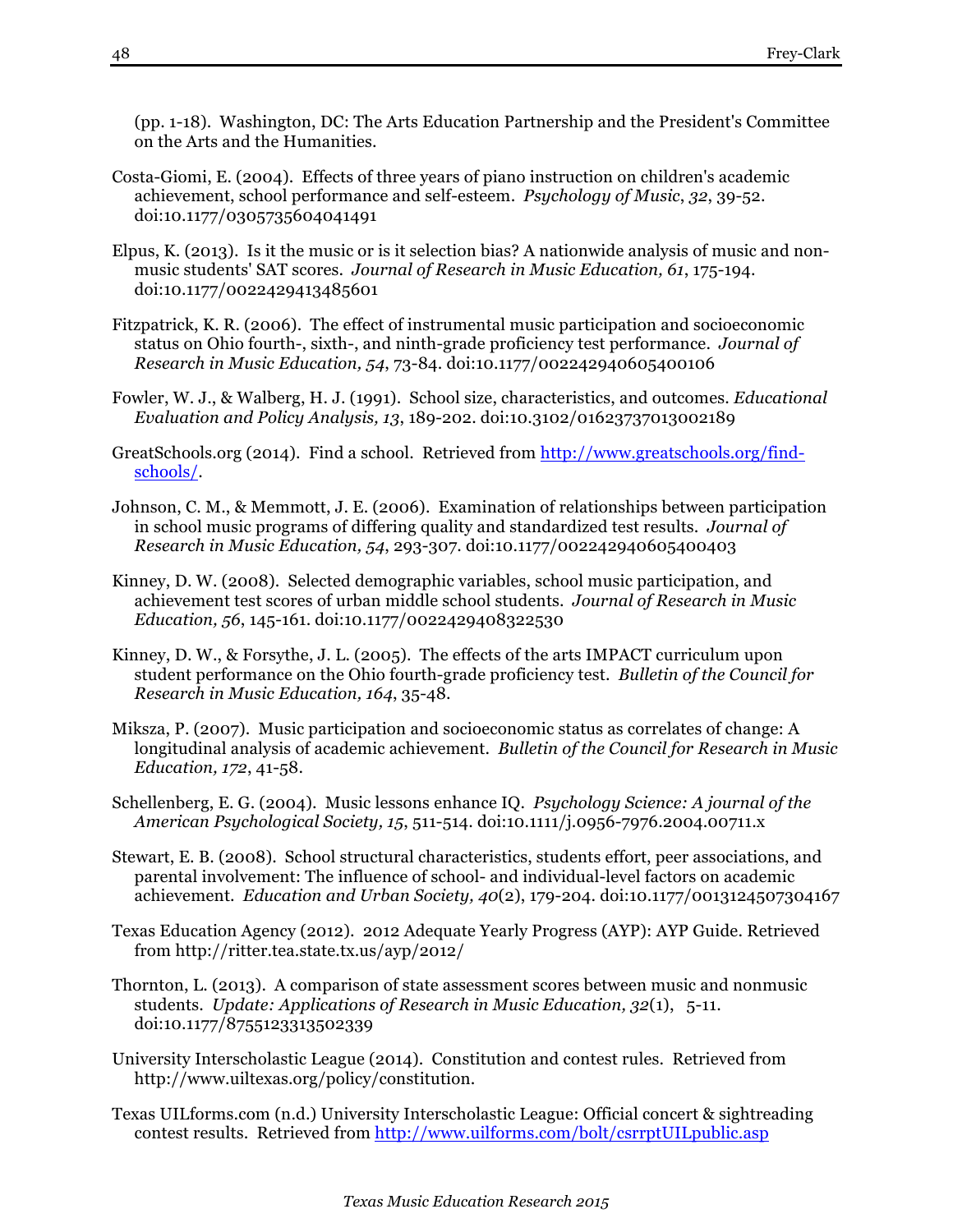(pp. 1-18). Washington, DC: The Arts Education Partnership and the President's Committee on the Arts and the Humanities.

Costa-Giomi, E. (2004). Effects of three years of piano instruction on children's academic achievement, school performance and self-esteem. *Psychology of Music*, *32*, 39-52. doi:10.1177/0305735604041491

Elpus, K. (2013). Is it the music or is it selection bias? A nationwide analysis of music and non-music students' SAT scores. *Journal of Research in Music Education, 61*, 175-194. doi:10.1177/0022429413485601

Fitzpatrick, K. R. (2006). The effect of instrumental music participation and socioeconomic status on Ohio fourth-, sixth-, and ninth-grade proficiency test performance. *Journal of Research in Music Education, 54*, 73-84. doi:10.1177/002242940605400106

Fowler, W. J., & Walberg, H. J. (1991). School size, characteristics, and outcomes. *Educational Evaluation and Policy Analysis, 13*, 189-202. doi:10.3102/01623737013002189

GreatSchools.org (2014). Find a school. Retrieved from [http://www.greatschools.org/find-schools/](http://www.greatschools.org/find-schools/).

Johnson, C. M., & Memmott, J. E. (2006). Examination of relationships between participation in school music programs of differing quality and standardized test results. *Journal of Research in Music Education, 54*, 293-307. doi:10.1177/002242940605400403

Kinney, D. W. (2008). Selected demographic variables, school music participation, and achievement test scores of urban middle school students. *Journal of Research in Music Education, 56*, 145-161. doi:10.1177/0022429408322530

Kinney, D. W., & Forsythe, J. L. (2005). The effects of the arts IMPACT curriculum upon student performance on the Ohio fourth-grade proficiency test. *Bulletin of the Council for Research in Music Education, 164*, 35-48.

Miksza, P. (2007). Music participation and socioeconomic status as correlates of change: A longitudinal analysis of academic achievement. *Bulletin of the Council for Research in Music Education, 172*, 41-58.

Schellenberg, E. G. (2004). Music lessons enhance IQ. *Psychology Science: A journal of the American Psychological Society, 15*, 511-514. doi:10.1111/j.0956-7976.2004.00711.x

Stewart, E. B. (2008). School structural characteristics, students effort, peer associations, and parental involvement: The influence of school- and individual-level factors on academic achievement. *Education and Urban Society, 40*(2), 179-204. doi:10.1177/0013124507304167

Texas Education Agency (2012). 2012 Adequate Yearly Progress (AYP): AYP Guide. Retrieved from http://ritter.tea.state.tx.us/ayp/2012/

Thornton, L. (2013). A comparison of state assessment scores between music and nonmusic students. *Update: Applications of Research in Music Education, 32*(1), 5-11. doi:10.1177/8755123313502339

University Interscholastic League (2014). Constitution and contest rules. Retrieved from http://www.uiltexas.org/policy/constitution.

Texas UILforms.com (n.d.) University Interscholastic League: Official concert & sightreading contest results. Retrieved from [http://www.uilforms.com/bolt/csrrptUILpublic.asp](http://www.uilforms.com/bolt/csrrptUILpublic.asp)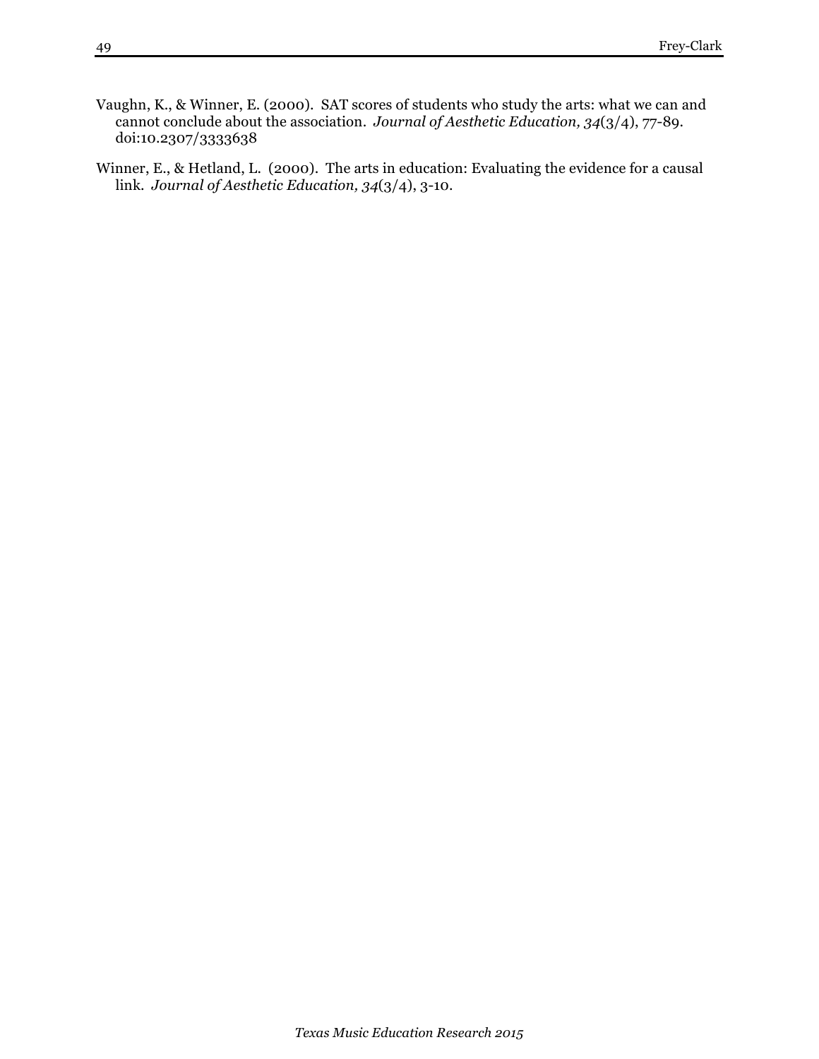Vaughn, K., & Winner, E. (2000). SAT scores of students who study the arts: what we can and cannot conclude about the association. *Journal of Aesthetic Education, 34*(3/4), 77-89. doi:10.2307/3333638

Winner, E., & Hetland, L. (2000). The arts in education: Evaluating the evidence for a causal link. *Journal of Aesthetic Education, 34*(3/4), 3-10.